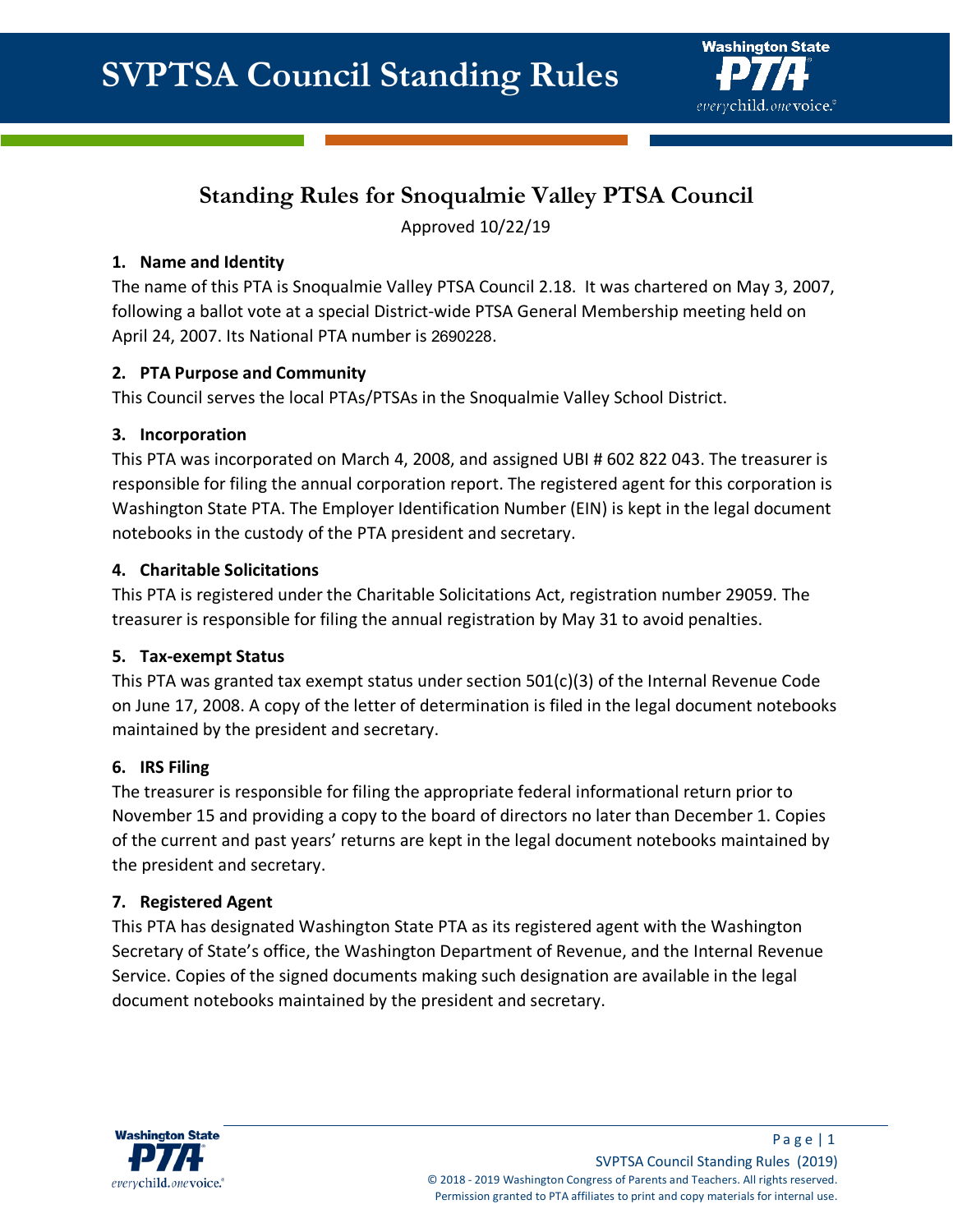# SVPTSA Council Standing Rules

## Standing Rules for Snoqualmie Valley PTSA Council

Approved 10/22/19

### 1. Name and Identity

The name of this PTA is Snoqualmie Valley PTSA Council 2.18. It was chartered on May 3, 2007, following a ballot vote at a special District-wide PTSA General Membership meeting held on April 24, 2007. Its National PTA number is 2690228.

### 2. PTA Purpose and Community

This Council serves the local PTAs/PTSAs in the Snoqualmie Valley School District.

### 3. Incorporation

This PTA was incorporated on March 4, 2008, and assigned UBI # 602 822 043. The treasurer is responsible for filing the annual corporation report. The registered agent for this corporation is Washington State PTA. The Employer Identification Number (EIN) is kept in the legal document notebooks in the custody of the PTA president and secretary.

### 4. Charitable Solicitations

This PTA is registered under the Charitable Solicitations Act, registration number 29059. The treasurer is responsible for filing the annual registration by May 31 to avoid penalties.

### 5. Tax-exempt Status

This PTA was granted tax exempt status under section 501(c)(3) of the Internal Revenue Code on June 17, 2008. A copy of the letter of determination is filed in the legal document notebooks maintained by the president and secretary.

### 6. IRS Filing

The treasurer is responsible for filing the appropriate federal informational return prior to November 15 and providing a copy to the board of directors no later than December 1. Copies of the current and past years' returns are kept in the legal document notebooks maintained by the president and secretary.

### 7. Registered Agent

This PTA has designated Washington State PTA as its registered agent with the Washington Secretary of State's office, the Washington Department of Revenue, and the Internal Revenue Service. Copies of the signed documents making such designation are available in the legal document notebooks maintained by the president and secretary.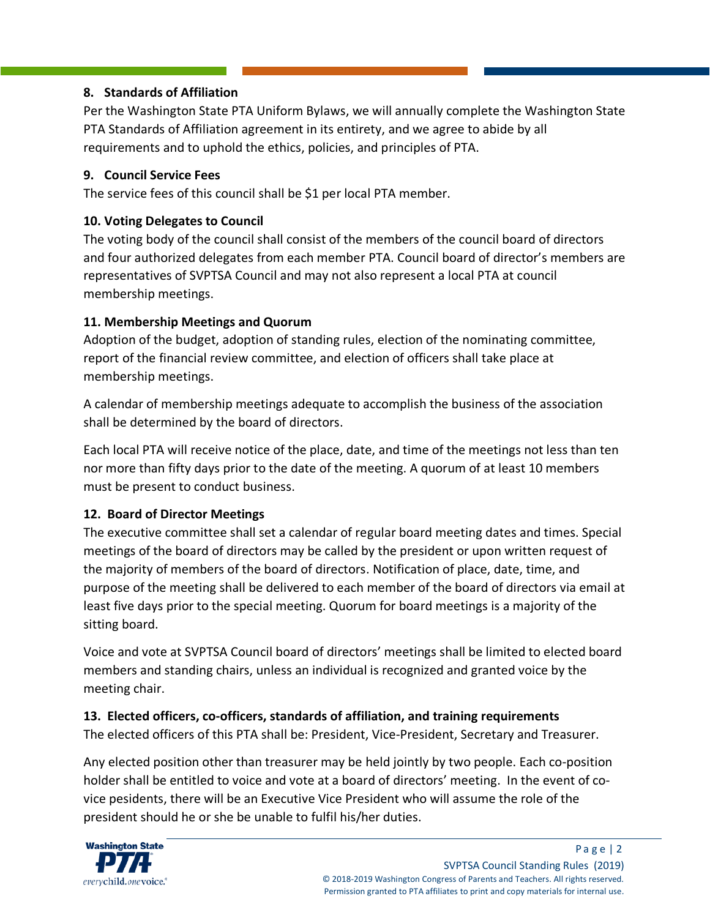**8. Standards of Affiliation**

Per the Washington State PTA Uniform Bylaws, we will annually complete the Washington State PTA Standards of Affiliation agreement in its entirety, and we agree to abide by all requirements and to uphold the ethics, policies, and principles of PTA.

**9. Council Service Fees**

The service fees of this council shall be $1 per local PTA member.

**10. Voting Delegates to Council**

The voting body of the council shall consist of the members of the council board of directors and four authorized delegates from each member PTA. Council board of director's members are representatives of SVPTSA Council and may not also represent a local PTA at council membership meetings.

**11. Membership Meetings and Quorum**

Adoption of the budget, adoption of standing rules, election of the nominating committee, report of the financial review committee, and election of officers shall take place at membership meetings.

A calendar of membership meetings adequate to accomplish the business of the association shall be determined by the board of directors.

Each local PTA will receive notice of the place, date, and time of the meetings not less than ten nor more than fifty days prior to the date of the meeting. A quorum of at least 10 members must be present to conduct business.

**12. Board of Director Meetings**

The executive committee shall set a calendar of regular board meeting dates and times. Special meetings of the board of directors may be called by the president or upon written request of the majority of members of the board of directors. Notification of place, date, time, and purpose of the meeting shall be delivered to each member of the board of directors via email at least five days prior to the special meeting. Quorum for board meetings is a majority of the sitting board.

Voice and vote at SVPTSA Council board of directors' meetings shall be limited to elected board members and standing chairs, unless an individual is recognized and granted voice by the meeting chair.

**13. Elected officers, co-officers, standards of affiliation, and training requirements**

The elected officers of this PTA shall be: President, Vice-President, Secretary and Treasurer.

Any elected position other than treasurer may be held jointly by two people. Each co-position holder shall be entitled to voice and vote at a board of directors' meeting. In the event of co-vice pesidents, there will be an Executive Vice President who will assume the role of the president should he or she be unable to fulfil his/her duties.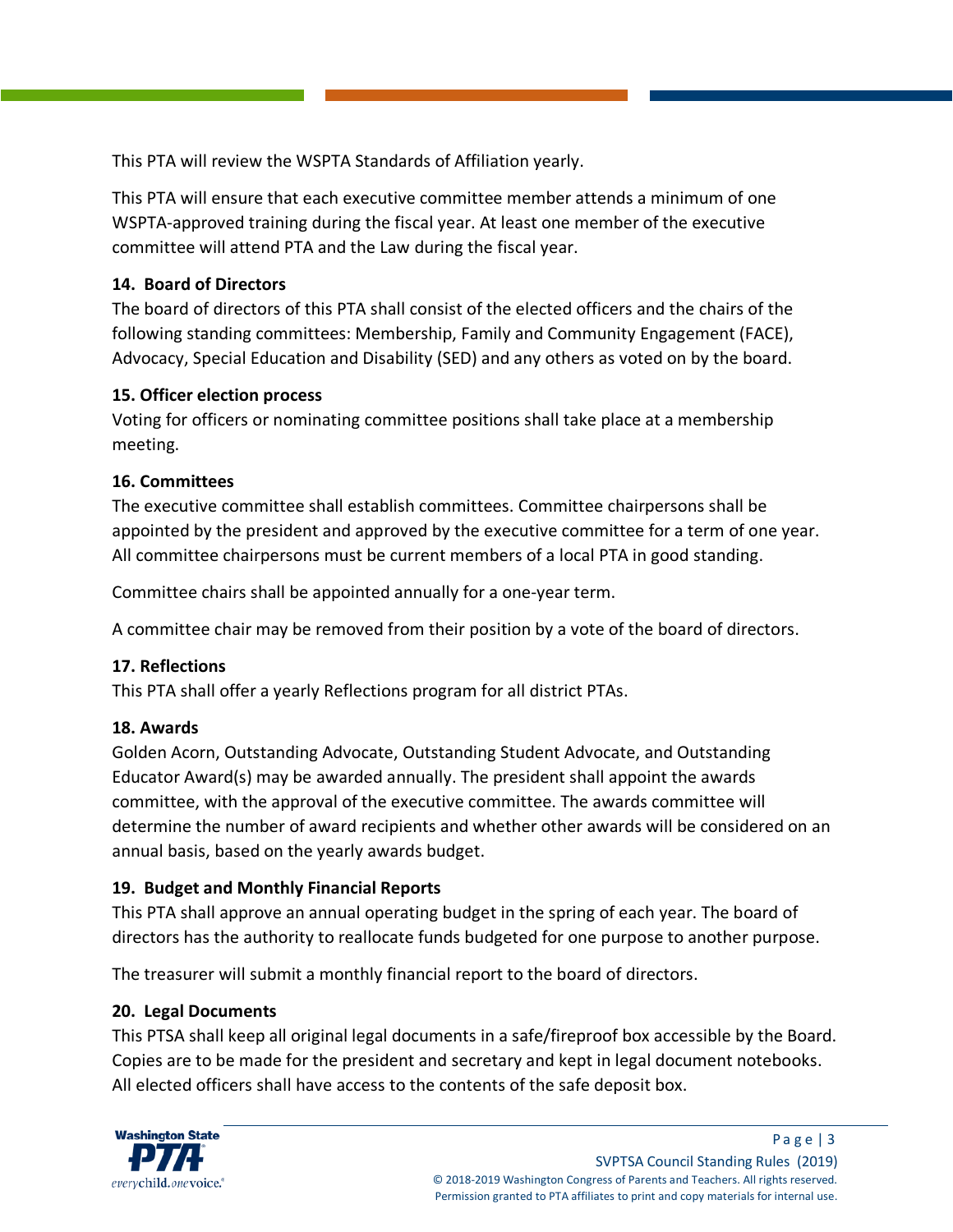This PTA will review the WSPTA Standards of Affiliation yearly.

This PTA will ensure that each executive committee member attends a minimum of one WSPTA-approved training during the fiscal year. At least one member of the executive committee will attend PTA and the Law during the fiscal year.

**14. Board of Directors**

The board of directors of this PTA shall consist of the elected officers and the chairs of the following standing committees: Membership, Family and Community Engagement (FACE), Advocacy, Special Education and Disability (SED) and any others as voted on by the board.

**15. Officer election process**

Voting for officers or nominating committee positions shall take place at a membership meeting.

**16. Committees**

The executive committee shall establish committees. Committee chairpersons shall be appointed by the president and approved by the executive committee for a term of one year. All committee chairpersons must be current members of a local PTA in good standing.

Committee chairs shall be appointed annually for a one-year term.

A committee chair may be removed from their position by a vote of the board of directors.

**17. Reflections**

This PTA shall offer a yearly Reflections program for all district PTAs.

**18. Awards**

Golden Acorn, Outstanding Advocate, Outstanding Student Advocate, and Outstanding Educator Award(s) may be awarded annually. The president shall appoint the awards committee, with the approval of the executive committee. The awards committee will determine the number of award recipients and whether other awards will be considered on an annual basis, based on the yearly awards budget.

**19. Budget and Monthly Financial Reports**

This PTA shall approve an annual operating budget in the spring of each year. The board of directors has the authority to reallocate funds budgeted for one purpose to another purpose.

The treasurer will submit a monthly financial report to the board of directors.

**20. Legal Documents**

This PTSA shall keep all original legal documents in a safe/fireproof box accessible by the Board. Copies are to be made for the president and secretary and kept in legal document notebooks. All elected officers shall have access to the contents of the safe deposit box.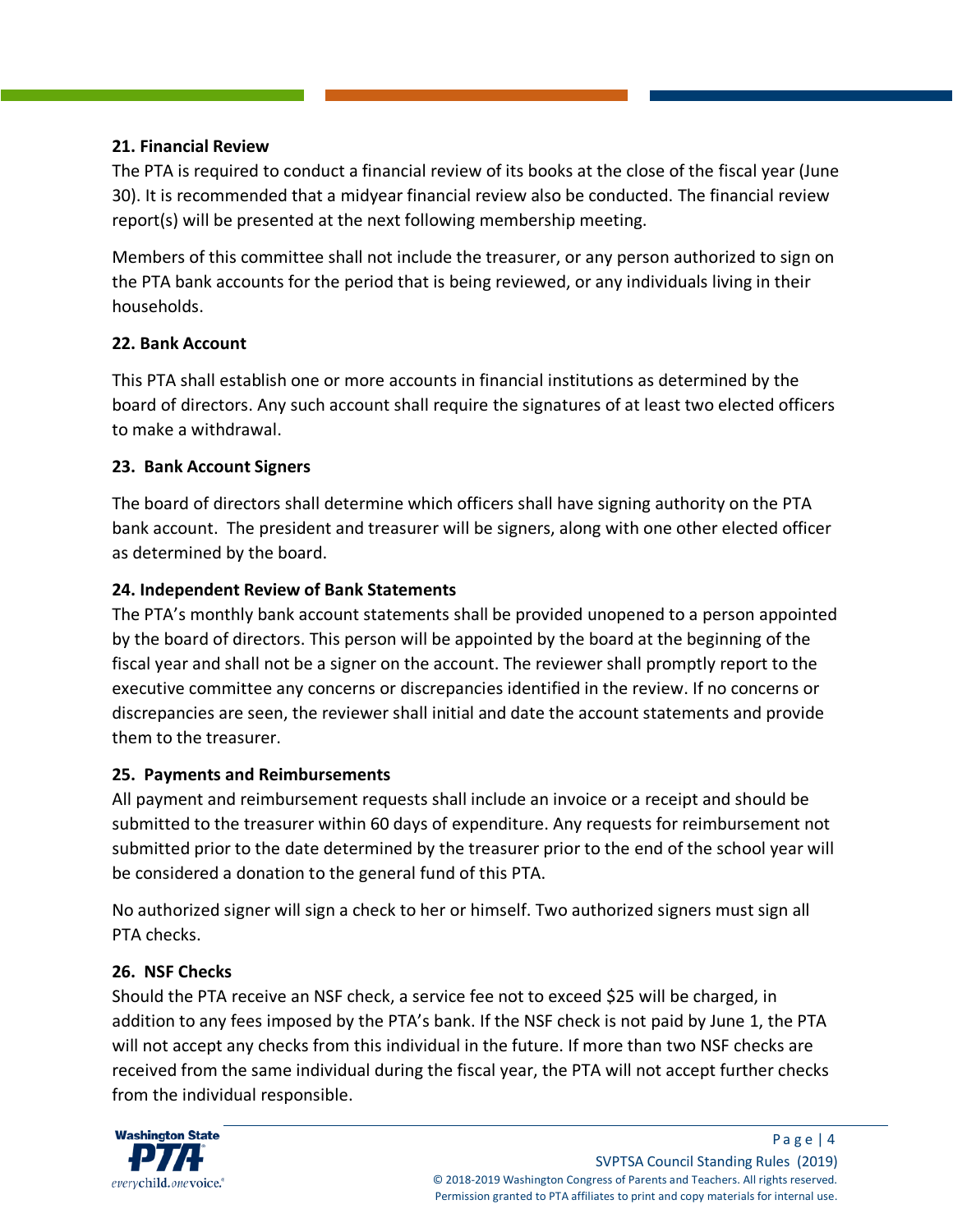**21. Financial Review**

The PTA is required to conduct a financial review of its books at the close of the fiscal year (June 30). It is recommended that a midyear financial review also be conducted. The financial review report(s) will be presented at the next following membership meeting.

Members of this committee shall not include the treasurer, or any person authorized to sign on the PTA bank accounts for the period that is being reviewed, or any individuals living in their households.

**22. Bank Account**

This PTA shall establish one or more accounts in financial institutions as determined by the board of directors. Any such account shall require the signatures of at least two elected officers to make a withdrawal.

**23. Bank Account Signers**

The board of directors shall determine which officers shall have signing authority on the PTA bank account. The president and treasurer will be signers, along with one other elected officer as determined by the board.

**24. Independent Review of Bank Statements**

The PTA's monthly bank account statements shall be provided unopened to a person appointed by the board of directors. This person will be appointed by the board at the beginning of the fiscal year and shall not be a signer on the account. The reviewer shall promptly report to the executive committee any concerns or discrepancies identified in the review. If no concerns or discrepancies are seen, the reviewer shall initial and date the account statements and provide them to the treasurer.

**25. Payments and Reimbursements**

All payment and reimbursement requests shall include an invoice or a receipt and should be submitted to the treasurer within 60 days of expenditure. Any requests for reimbursement not submitted prior to the date determined by the treasurer prior to the end of the school year will be considered a donation to the general fund of this PTA.

No authorized signer will sign a check to her or himself. Two authorized signers must sign all PTA checks.

**26. NSF Checks**

Should the PTA receive an NSF check, a service fee not to exceed $25 will be charged, in addition to any fees imposed by the PTA's bank. If the NSF check is not paid by June 1, the PTA will not accept any checks from this individual in the future. If more than two NSF checks are received from the same individual during the fiscal year, the PTA will not accept further checks from the individual responsible.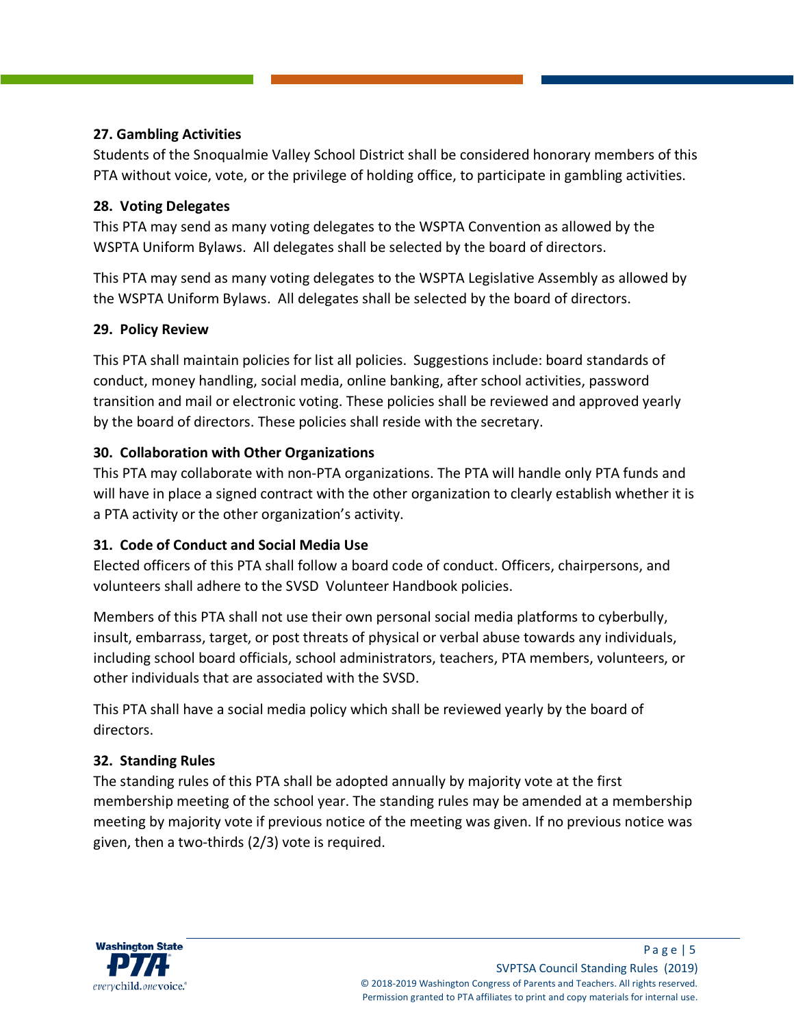**27. Gambling Activities**

Students of the Snoqualmie Valley School District shall be considered honorary members of this PTA without voice, vote, or the privilege of holding office, to participate in gambling activities.

**28. Voting Delegates**

This PTA may send as many voting delegates to the WSPTA Convention as allowed by the WSPTA Uniform Bylaws. All delegates shall be selected by the board of directors.

This PTA may send as many voting delegates to the WSPTA Legislative Assembly as allowed by the WSPTA Uniform Bylaws. All delegates shall be selected by the board of directors.

**29. Policy Review**

This PTA shall maintain policies for list all policies. Suggestions include: board standards of conduct, money handling, social media, online banking, after school activities, password transition and mail or electronic voting. These policies shall be reviewed and approved yearly by the board of directors. These policies shall reside with the secretary.

**30. Collaboration with Other Organizations**

This PTA may collaborate with non-PTA organizations. The PTA will handle only PTA funds and will have in place a signed contract with the other organization to clearly establish whether it is a PTA activity or the other organization's activity.

**31. Code of Conduct and Social Media Use**

Elected officers of this PTA shall follow a board code of conduct. Officers, chairpersons, and volunteers shall adhere to the SVSD Volunteer Handbook policies.

Members of this PTA shall not use their own personal social media platforms to cyberbully, insult, embarrass, target, or post threats of physical or verbal abuse towards any individuals, including school board officials, school administrators, teachers, PTA members, volunteers, or other individuals that are associated with the SVSD.

This PTA shall have a social media policy which shall be reviewed yearly by the board of directors.

**32. Standing Rules**

The standing rules of this PTA shall be adopted annually by majority vote at the first membership meeting of the school year. The standing rules may be amended at a membership meeting by majority vote if previous notice of the meeting was given. If no previous notice was given, then a two-thirds (2/3) vote is required.